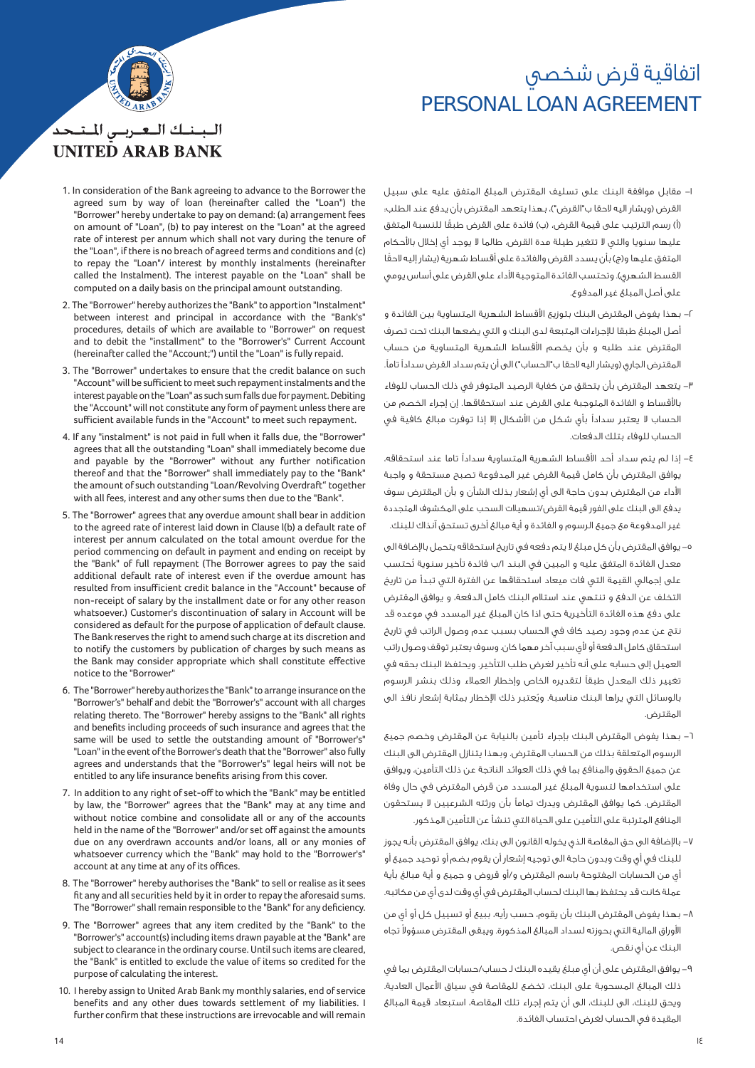# اتفاقية قرض شخصي
# PERSONAL LOAN AGREEMENT

البـنـك الـعـربـي المـتـحـد
**UNITED ARAB BANK**

1. In consideration of the Bank agreeing to advance to the Borrower the agreed sum by way of loan (hereinafter called the "Loan") the "Borrower" hereby undertake to pay on demand: (a) arrangement fees on amount of "Loan", (b) to pay interest on the "Loan" at the agreed rate of interest per annum which shall not vary during the tenure of the "Loan", if there is no breach of agreed terms and conditions and (c) to repay the "Loan"/ interest by monthly instalments (hereinafter called the Instalment). The interest payable on the "Loan" shall be computed on a daily basis on the principal amount outstanding.

2. The "Borrower" hereby authorizes the "Bank" to apportion "Instalment" between interest and principal in accordance with the "Bank's" procedures, details of which are available to "Borrower" on request and to debit the "installment" to the "Borrower's" Current Account (hereinafter called the "Account;") until the "Loan" is fully repaid.

3. The "Borrower" undertakes to ensure that the credit balance on such "Account" will be sufficient to meet such repayment instalments and the interest payable on the "Loan" as such sum falls due for payment. Debiting the "Account" will not constitute any form of payment unless there are sufficient available funds in the "Account" to meet such repayment.

4. If any "instalment" is not paid in full when it falls due, the "Borrower" agrees that all the outstanding "Loan" shall immediately become due and payable by the "Borrower" without any further notification thereof and that the "Borrower" shall immediately pay to the "Bank" the amount of such outstanding "Loan/Revolving Overdraft" together with all fees, interest and any other sums then due to the "Bank".

5. The "Borrower" agrees that any overdue amount shall bear in addition to the agreed rate of interest laid down in Clause l(b) a default rate of interest per annum calculated on the total amount overdue for the period commencing on default in payment and ending on receipt by the "Bank" of full repayment (The Borrower agrees to pay the said additional default rate of interest even if the overdue amount has resulted from insufficient credit balance in the "Account" because of non-receipt of salary by the installment date or for any other reason whatsoever.) Customer's discontinuation of salary in Account will be considered as default for the purpose of application of default clause. The Bank reserves the right to amend such charge at its discretion and to notify the customers by publication of charges by such means as the Bank may consider appropriate which shall constitute effective notice to the "Borrower"

6. The "Borrower" hereby authorizes the "Bank" to arrange insurance on the "Borrower's" behalf and debit the "Borrower's" account with all charges relating thereto. The "Borrower" hereby assigns to the "Bank" all rights and benefits including proceeds of such insurance and agrees that the same will be used to settle the outstanding amount of "Borrower's" "Loan" in the event of the Borrower's death that the "Borrower" also fully agrees and understands that the "Borrower's" legal heirs will not be entitled to any life insurance benefits arising from this cover.

7. In addition to any right of set-off to which the "Bank" may be entitled by law, the "Borrower" agrees that the "Bank" may at any time and without notice combine and consolidate all or any of the accounts held in the name of the "Borrower" and/or set off against the amounts due on any overdrawn accounts and/or loans, all or any monies of whatsoever currency which the "Bank" may hold to the "Borrower's" account at any time at any of its offices.

8. The "Borrower" hereby authorises the "Bank" to sell or realise as it sees fit any and all securities held by it in order to repay the aforesaid sums. The "Borrower" shall remain responsible to the "Bank" for any deficiency.

9. The "Borrower" agrees that any item credited by the "Bank" to the "Borrower's" account(s) including items drawn payable at the "Bank" are subject to clearance in the ordinary course. Until such items are cleared, the "Bank" is entitled to exclude the value of items so credited for the purpose of calculating the interest.

10. I hereby assign to United Arab Bank my monthly salaries, end of service benefits and any other dues towards settlement of my liabilities. I further confirm that these instructions are irrevocable and will remain

١- مقابل موافقة البنك على تسليف المقترض المبلغ المتفق عليه على سبيل القرض (ويشار اليه لاحقا ب"القرض")، بهذا يتعهد المقترض بأن يدفع عند الطلب: (أ) رسم الترتيب على قيمة القرض، (ب) فائدة على القرض طبقًا للنسبة المتفق عليها سنويا والتي لا تتغير طيلة مدة القرض، طالما لا يوجد أي إخلال بالأحكام المتفق عليها و(ج) بأن يسدد القرض والفائدة على أقساط شهرية (يشار إليه لاحقًا القسط الشهري). وتحتسب الفائدة المتوجبة الأداء على القرض على أساس يومي على أصل المبلغ غير المدفوع.

٢- بهذا يفوض المقترض البنك بتوزيع الأقساط الشهرية المتساوية بين الفائدة و أصل المبلغ طبقا للإجراءات المتبعة لدى البنك و التي يضعها البنك تحت تصرف المقترض عند طلبه و بأن يخصم الأقساط الشهرية المتساوية من حساب المقترض الجاري (ويشار اليه لاحقا ب"الحساب") الى أن يتم سداد القرض سداداً تاماً.

٣- يتعهد المقترض بأن يتحقق من كفاية الرصيد المتوفر في ذلك الحساب للوفاء بالأقساط و الفائدة المتوجبة على القرض عند استحقاقها. إن إجراء الخصم من الحساب لا يعتبر سداداً بأي شكل من الأشكال إلا إذا توفرت مبالغ كافية في الحساب للوفاء بتلك الدفعات.

٤- إذا لم يتم سداد أحد الأقساط الشهرية المتساوية سداداً تاما عند استحقاقه، يوافق المقترض بأن كامل قيمة القرض غير المدفوعة تصبح مستحقة و واجبة الأداء من المقترض بدون حاجة الى أي إشعار بذلك الشأن و بأن المقترض سوف يدفع الى البنك على الفور قيمة القرض/تسهيلات السحب على المكشوف المتجددة غير المدفوعة مع جميع الرسوم و الفائدة و أية مبالغ أخرى تستحق آنذاك للبنك.

٥- يوافق المقترض بأن كل مبلغ لا يتم دفعه في تاريخ استحقاقه يتحمل بالإضافة الى معدل الفائدة المتفق عليه و المبين في البند ١/ب فائدة تأخير سنوية تُحتسب على إجمالي القيمة التي فات ميعاد استحقاقها عن الفترة التي تبدأ من تاريخ التخلف عن الدفع و تنتهي عند استلام البنك كامل الدفعة، و يوافق المقترض على دفع هذه الفائدة التأخيرية حتى اذا كان المبلغ غير المسدد في موعده قد نتج عن عدم وجود رصيد كاف في الحساب بسبب عدم وصول الراتب في تاريخ استحقاق كامل الدفعة أو لأي سبب آخر مهما كان. وسوف يعتبر توقف وصول راتب العميل إلى حسابه على أنه تأخير لغرض طلب التأخير. ويحتفظ البنك بحقه في تغيير ذلك المعدل طبقاً لتقديره الخاص وإخطار العملاء وذلك بنشر الرسوم بالوسائل التي يراها البنك مناسبة. ويُعتبر ذلك الإخطار بمثابة إشعار نافذ الى المقترض.

٦- بهذا يفوض المقترض البنك بإجراء تأمين بالنيابة عن المقترض وخصم جميع الرسوم المتعلقة بذلك من الحساب المقترض. وبهذا يتنازل المقترض الى البنك عن جميع الحقوق والمنافع بما في ذلك العوائد الناتجة عن ذلك التأمين، ويوافق على استخدامها لتسوية المبلغ غير المسدد من قرض المقترض في حال وفاة المقترض. كما يوافق المقترض ويدرك تماماً بأن ورثته الشرعيين لا يستحقون المنافع المترتبة على التأمين على الحياة التي تنشأ عن التأمين المذكور.

٧- بالإضافة الى حق المقاصة الذي يخوله القانون الى بنك، يوافق المقترض بأنه يجوز للبنك في أي وقت وبدون حاجة الى توجيه إشعار أن يقوم بضم أو توحيد جميع أو أي من الحسابات المفتوحة باسم المقترض و/أو قروض و جميع و أية مبالغ بأية عملة كانت قد يحتفظ بها البنك لحساب المقترض في أي وقت لدى أي من مكاتبه.

٨- بهذا يفوض المقترض البنك بأن يقوم، حسب رأيه، ببيع أو تسييل كل أو أي من الأوراق المالية التي بحوزته لسداد المبالغ المذكورة. ويبقى المقترض مسؤولاً تجاه البنك عن أي نقص.

٩- يوافق المقترض على أن أي مبلغ يقيده البنك لـ حساب/حسابات المقترض بما في ذلك المبالغ المسحوبة على البنك، تخضع للمقاصة في سياق الأعمال العادية. ويحق للبنك، الى للبنك، الى أن يتم إجراء تلك المقاصة، استبعاد قيمة المبالغ المقيدة في الحساب لغرض احتساب الفائدة.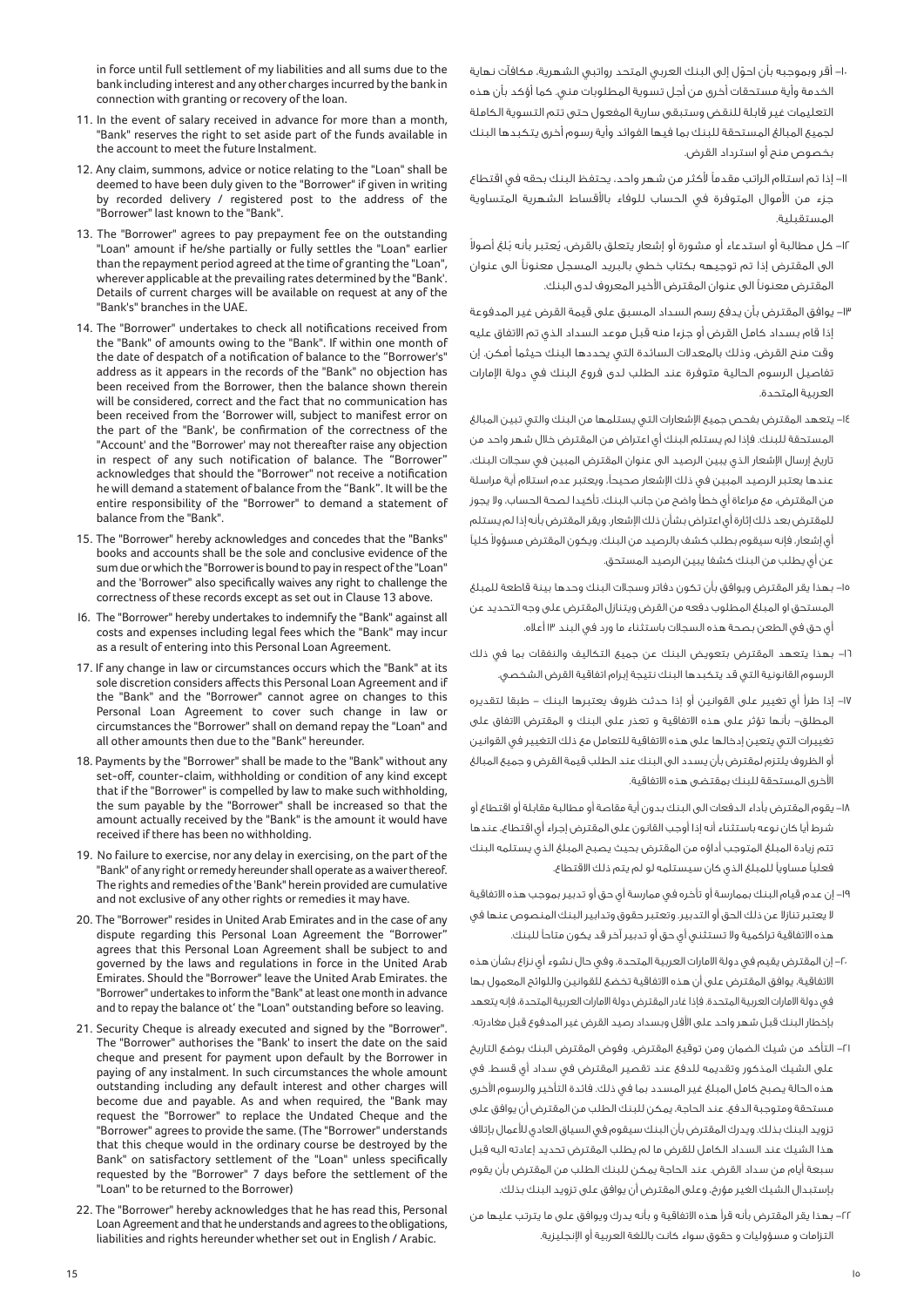in force until full settlement of my liabilities and all sums due to the bank including interest and any other charges incurred by the bank in connection with granting or recovery of the loan.

11. In the event of salary received in advance for more than a month, "Bank" reserves the right to set aside part of the funds available in the account to meet the future Instalment.

12. Any claim, summons, advice or notice relating to the "Loan" shall be deemed to have been duly given to the "Borrower" if given in writing by recorded delivery / registered post to the address of the "Borrower" last known to the "Bank".

13. The "Borrower" agrees to pay prepayment fee on the outstanding "Loan" amount if he/she partially or fully settles the "Loan" earlier than the repayment period agreed at the time of granting the "Loan", wherever applicable at the prevailing rates determined by the 'Bank'. Details of current charges will be available on request at any of the "Bank's" branches in the UAE.

14. The "Borrower" undertakes to check all notifications received from the "Bank" of amounts owing to the "Bank". If within one month of the date of despatch of a notification of balance to the "Borrower's" address as it appears in the records of the "Bank" no objection has been received from the Borrower, then the balance shown therein will be considered, correct and the fact that no communication has been received from the 'Borrower will, subject to manifest error on the part of the 'Bank', be confirmation of the correctness of the "Account' and the 'Borrower' may not thereafter raise any objection in respect of any such notification of balance. The "Borrower" acknowledges that should the "Borrower" not receive a notification he will demand a statement of balance from the "Bank". It will be the entire responsibility of the "Borrower" to demand a statement of balance from the "Bank".

15. The "Borrower" hereby acknowledges and concedes that the "Banks" books and accounts shall be the sole and conclusive evidence of the sum due or which the "Borrower is bound to pay in respect of the "Loan" and the 'Borrower" also specifically waives any right to challenge the correctness of these records except as set out in Clause 13 above.

16. The "Borrower" hereby undertakes to indemnify the "Bank" against all costs and expenses including legal fees which the "Bank" may incur as a result of entering into this Personal Loan Agreement.

17. If any change in law or circumstances occurs which the "Bank" at its sole discretion considers affects this Personal Loan Agreement and if the "Bank" and the "Borrower" cannot agree on changes to this Personal Loan Agreement to cover such change in law or circumstances the "Borrower" shall on demand repay the "Loan" and all other amounts then due to the "Bank" hereunder.

18. Payments by the "Borrower" to the "Bank" shall be made to the "Bank" without any set-off, counter-claim, withholding or condition of any kind except that if the "Borrower" is compelled by law to make such withholding, the sum payable by the "Borrower" shall be increased so that the amount actually received by the "Bank" is the amount it would have received if there has been no withholding.

19. No failure to exercise, nor any delay in exercising, on the part of the "Bank" of any right or remedy hereunder shall operate as a waiver thereof. The rights and remedies of the 'Bank" herein provided are cumulative and not exclusive of any other rights or remedies it may have.

20. The "Borrower" resides in United Arab Emirates and in the case of any dispute regarding this Personal Loan Agreement the "Borrower" agrees that this Personal Loan Agreement shall be subject to and governed by the laws and regulations in force in the United Arab Emirates. Should the "Borrower" leave the United Arab Emirates. the "Borrower" undertakes to inform the "Bank" at least one month in advance and to repay the balance ot' the "Loan" outstanding before so leaving.

21. Security Cheque is already executed and signed by the "Borrower". The "Borrower" authorises the 'Bank' to insert the date on the said cheque and present for payment upon default by the Borrower in paying of any instalment. In such circumstances the whole amount outstanding including any default interest and other charges will become due and payable. As and when required, the "Bank may request the "Borrower" to replace the Undated Cheque and the "Borrower" agrees to provide the same. (The "Borrower" understands that this cheque would in the ordinary course be destroyed by the Bank" on satisfactory settlement of the "Loan" unless specifically requested by the "Borrower" 7 days before the settlement of the "Loan" to be returned to the Borrower)

22. The "Borrower" hereby acknowledges that he has read this, Personal Loan Agreement and that he understands and agrees to the obligations, liabilities and rights hereunder whether set out in English / Arabic.

١٠- أقر وبموجبه بأن احوّل إلى البنك العربي المتحد رواتبي الشهرية، مكافآت نهاية الخدمة وأية مستحقات أخرى من أجل تسوية المطلوبات مني، كما أؤكد بأن هذه التعليمات غير قابلة للنقض وستبقى سارية المفعول حتى تتم التسوية الكاملة لجميع المبالغ المستحقة للبنك بما فيها الفوائد وأية رسوم أخرى يتكبدها البنك بخصوص منح أو استرداد القرض.

١١- إذا تم استلام الراتب مقدماً لأكثر من شهر واحد، يحتفظ البنك بحقه في اقتطاع جزء من الأموال المتوفرة في الحساب للوفاء بالأقساط الشهرية المتساوية المستقبلية.

١٢- كل مطالبة أو استدعاء أو مشورة أو إشعار يتعلق بالقرض، يُعتبر بأنه بَلغَ أصولاً الى المقترض إذا تم توجيهه بكتاب خطي بالبريد المسجل معنوناً الى عنوان المقترض معنوناً الى عنوان المقترض الأخير المعروف لدى البنك.

١٣- يوافق المقترض بأن يدفع رسم السداد المسبق على قيمة القرض غير المدفوعة إذا قام بسداد كامل القرض أو جزءا منه قبل موعد السداد الذي تم الاتفاق عليه وقت منح القرض، وذلك بالمعدلات السائدة التي يحددها البنك حيثما أمكن. إن تفاصيل الرسوم الحالية متوفرة عند الطلب لدى فروع البنك في دولة الإمارات العربية المتحدة.

١٤- يتعهد المقترض بفحص جميع الإشعارات التي يستلمها من البنك والتي تبين المبالغ المستحقة للبنك. فإذا لم يستلم البنك أي اعتراض من المقترض خلال شهر واحد من تاريخ إرسال الإشعار الذي يبين الرصيد الى عنوان المقترض المبين في سجلات البنك، عندها يعتبر الرصيد المبين في ذلك الإشعار صحيحاً، ويعتبر عدم استلام أية مراسلة من المقترض، مع مراعاة أي خطأ واضح من جانب البنك، تأكيدا لصحة الحساب، ولا يجوز للمقترض بعد ذلك إثارة أي اعتراض بشأن ذلك الإشعار. ويقر المقترض بأنه إذا لم يستلم أي إشعار، فإنه سيقوم بطلب كشف بالرصيد من البنك، ويكون المقترض مسؤولاً كلياً عن أي يطلب من البنك كشفا يبين الرصيد المستحق.

١٥- بهذا يقر المقترض ويوافق بأن تكون دفاتر وسجلات البنك وحدها بينة قاطعة للمبلغ المستحق او المبلغ المطلوب دفعه من القرض ويتنازل المقترض على وجه التحديد عن أي حق في الطعن بصحة هذه السجلات باستثناء ما ورد في البند ١٣ أعلاه.

١٦- بهذا يتعهد المقترض بتعويض البنك عن جميع التكاليف والنفقات بما في ذلك الرسوم القانونية التي قد يتكبدها البنك نتيجة إبرام اتفاقية القرض الشخصي.

١٧- إذا طرأ أي تغيير على القوانين أو إذا حدثت ظروف يعتبرها البنك – طبقا لتقديره المطلق– بأنها تؤثر على هذه الاتفاقية و تعذر على البنك و المقترض الاتفاق على تغييرات التي يتعين إدخالها على هذه الاتفاقية للتعامل مع ذلك التغيير في القوانين أو الظروف يلتزم لمقترض بأن يسدد الى البنك عند الطلب قيمة القرض و جميع المبالغ الأخرى المستحقة للبنك بمقتضى هذه الاتفاقية.

١٨- يقوم المقترض بأداء الدفعات الى البنك بدون أية مقاصة أو مطالبة مقابلة أو اقتطاع أو شرط أيا كان نوعه باستثناء أنه إذا أوجب القانون على المقترض إجراء أي اقتطاع، عندها تتم زيادة المبلغ المتوجب أداؤه من المقترض بحيث يصبح المبلغ الذي يستلمه البنك فعلياً مساوياً للمبلغ الذي كان سيستلمه لو لم يتم ذلك الاقتطاع.

١٩- إن عدم قيام البنك بممارسة أو تأخره في ممارسة أي حق أو تدبير بموجب هذه الاتفاقية لا يعتبر تنازلا عن ذلك الحق أو التدبير. وتعتبر حقوق وتدابير البنك المنصوص عنها في هذه الاتفاقية تراكمية ولا تستثني أي حق أو تدبير آخر قد يكون متاحاً للبنك.

٢٠- إن المقترض يقيم في دولة الامارات العربية المتحدة، وفي حال نشوء أي نزاع بشأن هذه الاتفاقية، يوافق المقترض على أن هذه الاتفاقية تخضع للقوانين واللوائح المعمول بها في دولة الامارات العربية المتحدة. فإذا غادر المقترض دولة الامارات العربية المتحدة، فإنه يتعهد بإخطار البنك قبل شهر واحد على الأقل وبسداد رصيد القرض غير المدفوع قبل مغادرته.

٢١- التأكد من شيك الضمان ومن توقيع المقترض، وفوض المقترض البنك بوضع التاريخ على الشيك المذكور وتقديمه للدفع عند تقصير المقترض في سداد أي قسط. في هذه الحالة يصبح كامل المبلغ غير المسدد بما في ذلك، فائدة التأخير والرسوم الأخرى مستحقة ومتوجبة الدفع. عند الحاجة، يمكن للبنك الطلب من المقترض أن يوافق على تزويد البنك بذلك. ويدرك المقترض بأن البنك سيقوم في السياق العادي للأعمال بإتلاف هذا الشيك عند السداد الكامل للقرض ما لم يطلب المقترض تحديد إعادته اليه قبل سبعة أيام من سداد القرض. عند الحاجة يمكن للبنك الطلب من المقترض بأن يقوم بإستبدال الشيك الغير مؤرخ، وعلى المقترض أن يوافق على تزويد البنك بذلك.

٢٢- بهذا يقر المقترض بأنه قرأ هذه الاتفاقية و بأنه يدرك ويوافق على ما يترتب عليها من التزامات و مسؤوليات و حقوق سواء كانت باللغة العربية أو الإنجليزية.